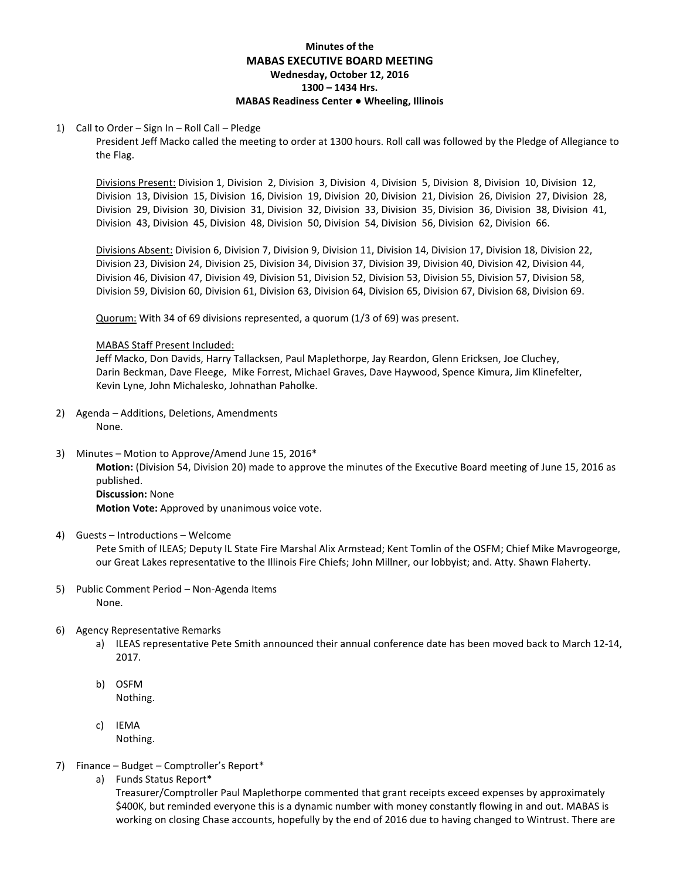**Minutes of the**

# MABAS EXECUTIVE BOARD MEETING

**Wednesday, October 12, 2016**
**1300 – 1434 Hrs.**
**MABAS Readiness Center ● Wheeling, Illinois**

1) Call to Order – Sign In – Roll Call – Pledge

   President Jeff Macko called the meeting to order at 1300 hours. Roll call was followed by the Pledge of Allegiance to the Flag.

   Divisions Present: Division 1, Division 2, Division 3, Division 4, Division 5, Division 8, Division 10, Division 12, Division 13, Division 15, Division 16, Division 19, Division 20, Division 21, Division 26, Division 27, Division 28, Division 29, Division 30, Division 31, Division 32, Division 33, Division 35, Division 36, Division 38, Division 41, Division 43, Division 45, Division 48, Division 50, Division 54, Division 56, Division 62, Division 66.

   Divisions Absent: Division 6, Division 7, Division 9, Division 11, Division 14, Division 17, Division 18, Division 22, Division 23, Division 24, Division 25, Division 34, Division 37, Division 39, Division 40, Division 42, Division 44, Division 46, Division 47, Division 49, Division 51, Division 52, Division 53, Division 55, Division 57, Division 58, Division 59, Division 60, Division 61, Division 63, Division 64, Division 65, Division 67, Division 68, Division 69.

   Quorum: With 34 of 69 divisions represented, a quorum (1/3 of 69) was present.

   MABAS Staff Present Included:
   Jeff Macko, Don Davids, Harry Tallacksen, Paul Maplethorpe, Jay Reardon, Glenn Ericksen, Joe Cluchey, Darin Beckman, Dave Fleege, Mike Forrest, Michael Graves, Dave Haywood, Spence Kimura, Jim Klinefelter, Kevin Lyne, John Michalesko, Johnathan Paholke.

2) Agenda – Additions, Deletions, Amendments

   None.

3) Minutes – Motion to Approve/Amend June 15, 2016*

   **Motion:** (Division 54, Division 20) made to approve the minutes of the Executive Board meeting of June 15, 2016 as published.
   **Discussion:** None
   **Motion Vote:** Approved by unanimous voice vote.

4) Guests – Introductions – Welcome

   Pete Smith of ILEAS; Deputy IL State Fire Marshal Alix Armstead; Kent Tomlin of the OSFM; Chief Mike Mavrogeorge, our Great Lakes representative to the Illinois Fire Chiefs; John Millner, our lobbyist; and. Atty. Shawn Flaherty.

5) Public Comment Period – Non-Agenda Items

   None.

6) Agency Representative Remarks

   a) ILEAS representative Pete Smith announced their annual conference date has been moved back to March 12-14, 2017.

   b) OSFM
      Nothing.

   c) IEMA
      Nothing.

7) Finance – Budget – Comptroller's Report*

   a) Funds Status Report*
      Treasurer/Comptroller Paul Maplethorpe commented that grant receipts exceed expenses by approximately \$400K, but reminded everyone this is a dynamic number with money constantly flowing in and out. MABAS is working on closing Chase accounts, hopefully by the end of 2016 due to having changed to Wintrust. There are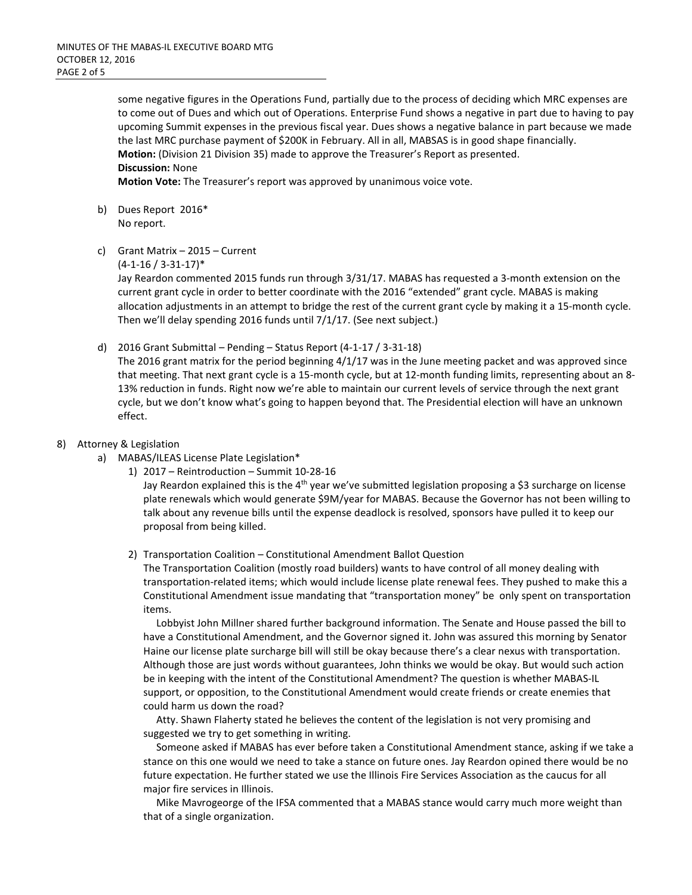some negative figures in the Operations Fund, partially due to the process of deciding which MRC expenses are to come out of Dues and which out of Operations. Enterprise Fund shows a negative in part due to having to pay upcoming Summit expenses in the previous fiscal year. Dues shows a negative balance in part because we made the last MRC purchase payment of $200K in February. All in all, MABSAS is in good shape financially.
**Motion:** (Division 21 Division 35) made to approve the Treasurer's Report as presented.
**Discussion:** None
**Motion Vote:** The Treasurer's report was approved by unanimous voice vote.

b) Dues Report 2016*
No report.

c) Grant Matrix – 2015 – Current
(4-1-16 / 3-31-17)*
Jay Reardon commented 2015 funds run through 3/31/17. MABAS has requested a 3-month extension on the current grant cycle in order to better coordinate with the 2016 "extended" grant cycle. MABAS is making allocation adjustments in an attempt to bridge the rest of the current grant cycle by making it a 15-month cycle. Then we'll delay spending 2016 funds until 7/1/17. (See next subject.)

d) 2016 Grant Submittal – Pending – Status Report (4-1-17 / 3-31-18)
The 2016 grant matrix for the period beginning 4/1/17 was in the June meeting packet and was approved since that meeting. That next grant cycle is a 15-month cycle, but at 12-month funding limits, representing about an 8-13% reduction in funds. Right now we're able to maintain our current levels of service through the next grant cycle, but we don't know what's going to happen beyond that. The Presidential election will have an unknown effect.

8) Attorney & Legislation

a) MABAS/ILEAS License Plate Legislation*

1) 2017 – Reintroduction – Summit 10-28-16
Jay Reardon explained this is the 4th year we've submitted legislation proposing a $3 surcharge on license plate renewals which would generate $9M/year for MABAS. Because the Governor has not been willing to talk about any revenue bills until the expense deadlock is resolved, sponsors have pulled it to keep our proposal from being killed.

2) Transportation Coalition – Constitutional Amendment Ballot Question
The Transportation Coalition (mostly road builders) wants to have control of all money dealing with transportation-related items; which would include license plate renewal fees. They pushed to make this a Constitutional Amendment issue mandating that "transportation money" be only spent on transportation items.

Lobbyist John Millner shared further background information. The Senate and House passed the bill to have a Constitutional Amendment, and the Governor signed it. John was assured this morning by Senator Haine our license plate surcharge bill will still be okay because there's a clear nexus with transportation. Although those are just words without guarantees, John thinks we would be okay. But would such action be in keeping with the intent of the Constitutional Amendment? The question is whether MABAS-IL support, or opposition, to the Constitutional Amendment would create friends or create enemies that could harm us down the road?

Atty. Shawn Flaherty stated he believes the content of the legislation is not very promising and suggested we try to get something in writing.

Someone asked if MABAS has ever before taken a Constitutional Amendment stance, asking if we take a stance on this one would we need to take a stance on future ones. Jay Reardon opined there would be no future expectation. He further stated we use the Illinois Fire Services Association as the caucus for all major fire services in Illinois.

Mike Mavrogeorge of the IFSA commented that a MABAS stance would carry much more weight than that of a single organization.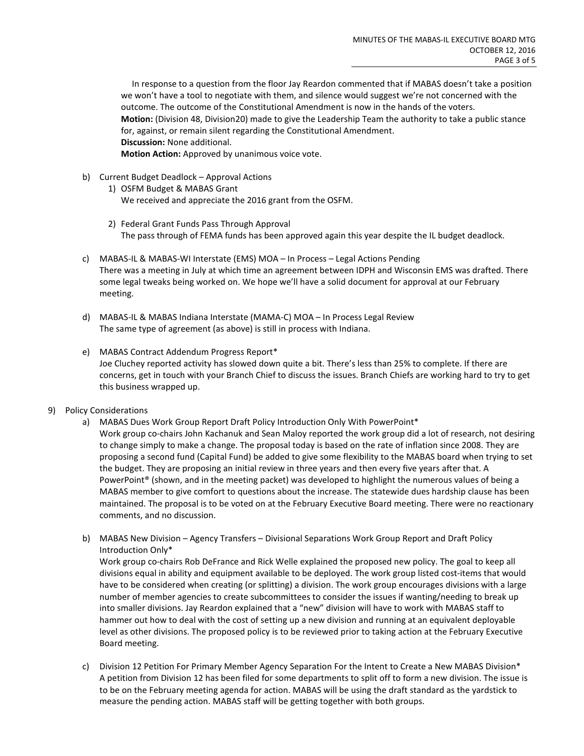In response to a question from the floor Jay Reardon commented that if MABAS doesn't take a position we won't have a tool to negotiate with them, and silence would suggest we're not concerned with the outcome. The outcome of the Constitutional Amendment is now in the hands of the voters.
**Motion:** (Division 48, Division20) made to give the Leadership Team the authority to take a public stance for, against, or remain silent regarding the Constitutional Amendment.
**Discussion:** None additional.
**Motion Action:** Approved by unanimous voice vote.

b) Current Budget Deadlock – Approval Actions
   1) OSFM Budget & MABAS Grant
      We received and appreciate the 2016 grant from the OSFM.

   2) Federal Grant Funds Pass Through Approval
      The pass through of FEMA funds has been approved again this year despite the IL budget deadlock.

c) MABAS-IL & MABAS-WI Interstate (EMS) MOA – In Process – Legal Actions Pending
   There was a meeting in July at which time an agreement between IDPH and Wisconsin EMS was drafted. There some legal tweaks being worked on. We hope we'll have a solid document for approval at our February meeting.

d) MABAS-IL & MABAS Indiana Interstate (MAMA-C) MOA – In Process Legal Review
   The same type of agreement (as above) is still in process with Indiana.

e) MABAS Contract Addendum Progress Report*
   Joe Cluchey reported activity has slowed down quite a bit. There's less than 25% to complete. If there are concerns, get in touch with your Branch Chief to discuss the issues. Branch Chiefs are working hard to try to get this business wrapped up.

9) Policy Considerations
   a) MABAS Dues Work Group Report Draft Policy Introduction Only With PowerPoint*
      Work group co-chairs John Kachanuk and Sean Maloy reported the work group did a lot of research, not desiring to change simply to make a change. The proposal today is based on the rate of inflation since 2008. They are proposing a second fund (Capital Fund) be added to give some flexibility to the MABAS board when trying to set the budget. They are proposing an initial review in three years and then every five years after that. A PowerPoint® (shown, and in the meeting packet) was developed to highlight the numerous values of being a MABAS member to give comfort to questions about the increase. The statewide dues hardship clause has been maintained. The proposal is to be voted on at the February Executive Board meeting. There were no reactionary comments, and no discussion.

   b) MABAS New Division – Agency Transfers – Divisional Separations Work Group Report and Draft Policy Introduction Only*
      Work group co-chairs Rob DeFrance and Rick Welle explained the proposed new policy. The goal to keep all divisions equal in ability and equipment available to be deployed. The work group listed cost-items that would have to be considered when creating (or splitting) a division. The work group encourages divisions with a large number of member agencies to create subcommittees to consider the issues if wanting/needing to break up into smaller divisions. Jay Reardon explained that a "new" division will have to work with MABAS staff to hammer out how to deal with the cost of setting up a new division and running at an equivalent deployable level as other divisions. The proposed policy is to be reviewed prior to taking action at the February Executive Board meeting.

   c) Division 12 Petition For Primary Member Agency Separation For the Intent to Create a New MABAS Division*
      A petition from Division 12 has been filed for some departments to split off to form a new division. The issue is to be on the February meeting agenda for action. MABAS will be using the draft standard as the yardstick to measure the pending action. MABAS staff will be getting together with both groups.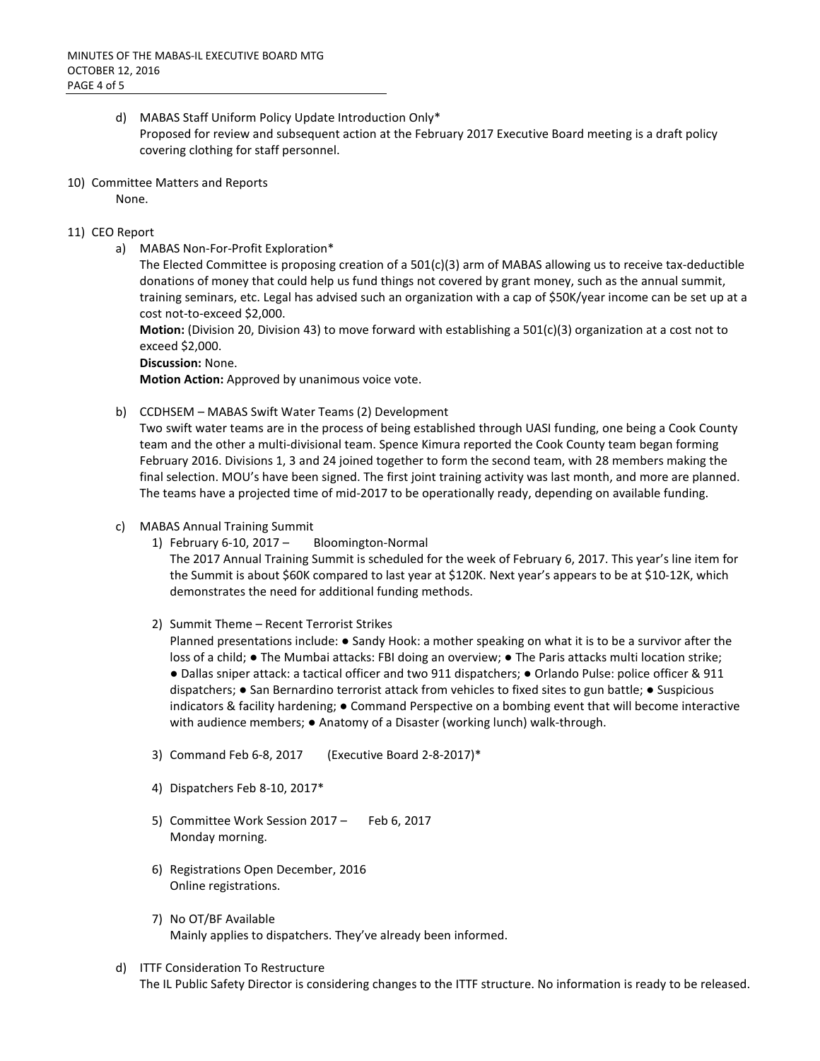d) MABAS Staff Uniform Policy Update Introduction Only*
   Proposed for review and subsequent action at the February 2017 Executive Board meeting is a draft policy covering clothing for staff personnel.

10) Committee Matters and Reports
    None.

11) CEO Report

a) MABAS Non-For-Profit Exploration*
   The Elected Committee is proposing creation of a 501(c)(3) arm of MABAS allowing us to receive tax-deductible donations of money that could help us fund things not covered by grant money, such as the annual summit, training seminars, etc. Legal has advised such an organization with a cap of $50K/year income can be set up at a cost not-to-exceed $2,000.
   **Motion:** (Division 20, Division 43) to move forward with establishing a 501(c)(3) organization at a cost not to exceed $2,000.
   **Discussion:** None.
   **Motion Action:** Approved by unanimous voice vote.

b) CCDHSEM – MABAS Swift Water Teams (2) Development
   Two swift water teams are in the process of being established through UASI funding, one being a Cook County team and the other a multi-divisional team. Spence Kimura reported the Cook County team began forming February 2016. Divisions 1, 3 and 24 joined together to form the second team, with 28 members making the final selection. MOU's have been signed. The first joint training activity was last month, and more are planned. The teams have a projected time of mid-2017 to be operationally ready, depending on available funding.

c) MABAS Annual Training Summit
   1) February 6-10, 2017 – Bloomington-Normal
      The 2017 Annual Training Summit is scheduled for the week of February 6, 2017. This year's line item for the Summit is about $60K compared to last year at $120K. Next year's appears to be at $10-12K, which demonstrates the need for additional funding methods.
   2) Summit Theme – Recent Terrorist Strikes
      Planned presentations include: ● Sandy Hook: a mother speaking on what it is to be a survivor after the loss of a child; ● The Mumbai attacks: FBI doing an overview; ● The Paris attacks multi location strike; ● Dallas sniper attack: a tactical officer and two 911 dispatchers; ● Orlando Pulse: police officer & 911 dispatchers; ● San Bernardino terrorist attack from vehicles to fixed sites to gun battle; ● Suspicious indicators & facility hardening; ● Command Perspective on a bombing event that will become interactive with audience members; ● Anatomy of a Disaster (working lunch) walk-through.
   3) Command Feb 6-8, 2017 (Executive Board 2-8-2017)*
   4) Dispatchers Feb 8-10, 2017*
   5) Committee Work Session 2017 – Feb 6, 2017
      Monday morning.
   6) Registrations Open December, 2016
      Online registrations.
   7) No OT/BF Available
      Mainly applies to dispatchers. They've already been informed.

d) ITTF Consideration To Restructure
   The IL Public Safety Director is considering changes to the ITTF structure. No information is ready to be released.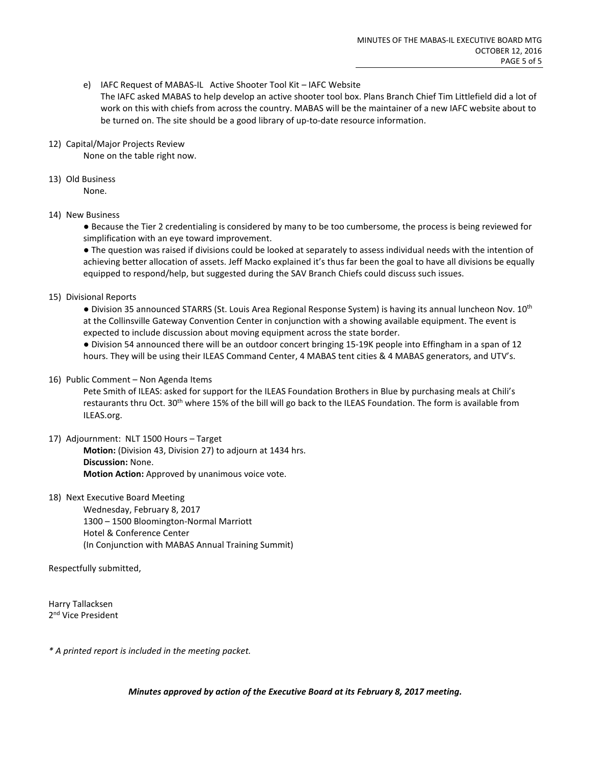e) IAFC Request of MABAS-IL Active Shooter Tool Kit – IAFC Website
   The IAFC asked MABAS to help develop an active shooter tool box. Plans Branch Chief Tim Littlefield did a lot of work on this with chiefs from across the country. MABAS will be the maintainer of a new IAFC website about to be turned on. The site should be a good library of up-to-date resource information.

12) Capital/Major Projects Review
    None on the table right now.

13) Old Business
    None.

14) New Business
    ● Because the Tier 2 credentialing is considered by many to be too cumbersome, the process is being reviewed for simplification with an eye toward improvement.
    ● The question was raised if divisions could be looked at separately to assess individual needs with the intention of achieving better allocation of assets. Jeff Macko explained it's thus far been the goal to have all divisions be equally equipped to respond/help, but suggested during the SAV Branch Chiefs could discuss such issues.

15) Divisional Reports
    ● Division 35 announced STARRS (St. Louis Area Regional Response System) is having its annual luncheon Nov. 10th at the Collinsville Gateway Convention Center in conjunction with a showing available equipment. The event is expected to include discussion about moving equipment across the state border.
    ● Division 54 announced there will be an outdoor concert bringing 15-19K people into Effingham in a span of 12 hours. They will be using their ILEAS Command Center, 4 MABAS tent cities & 4 MABAS generators, and UTV's.

16) Public Comment – Non Agenda Items
    Pete Smith of ILEAS: asked for support for the ILEAS Foundation Brothers in Blue by purchasing meals at Chili's restaurants thru Oct. 30th where 15% of the bill will go back to the ILEAS Foundation. The form is available from ILEAS.org.

17) Adjournment: NLT 1500 Hours – Target
    **Motion:** (Division 43, Division 27) to adjourn at 1434 hrs.
    **Discussion:** None.
    **Motion Action:** Approved by unanimous voice vote.

18) Next Executive Board Meeting
    Wednesday, February 8, 2017
    1300 – 1500 Bloomington-Normal Marriott
    Hotel & Conference Center
    (In Conjunction with MABAS Annual Training Summit)

Respectfully submitted,

Harry Tallacksen
2nd Vice President

*\* A printed report is included in the meeting packet.*

***Minutes approved by action of the Executive Board at its February 8, 2017 meeting.***